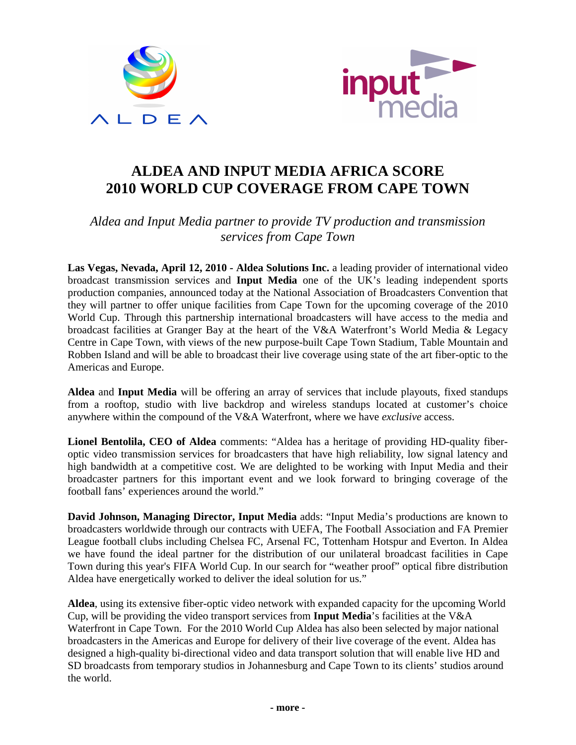# ALDEA AND INPUT MEDIA AFRICA SCORE 2010 WORLD CUP COVERAGE FROM CAPE TOWN

*Aldea and Input Media partner to provide TV production and transmission services from Cape Town*

**Las Vegas, Nevada, April 12, 2010 - Aldea Solutions Inc.** a leading provider of international video broadcast transmission services and **Input Media** one of the UK's leading independent sports production companies, announced today at the National Association of Broadcasters Convention that they will partner to offer unique facilities from Cape Town for the upcoming coverage of the 2010 World Cup. Through this partnership international broadcasters will have access to the media and broadcast facilities at Granger Bay at the heart of the V&A Waterfront's World Media & Legacy Centre in Cape Town, with views of the new purpose-built Cape Town Stadium, Table Mountain and Robben Island and will be able to broadcast their live coverage using state of the art fiber-optic to the Americas and Europe.

**Aldea** and **Input Media** will be offering an array of services that include playouts, fixed standups from a rooftop, studio with live backdrop and wireless standups located at customer's choice anywhere within the compound of the V&A Waterfront, where we have *exclusive* access.

**Lionel Bentolila, CEO of Aldea** comments: "Aldea has a heritage of providing HD-quality fiber-optic video transmission services for broadcasters that have high reliability, low signal latency and high bandwidth at a competitive cost. We are delighted to be working with Input Media and their broadcaster partners for this important event and we look forward to bringing coverage of the football fans' experiences around the world."

**David Johnson, Managing Director, Input Media** adds: "Input Media's productions are known to broadcasters worldwide through our contracts with UEFA, The Football Association and FA Premier League football clubs including Chelsea FC, Arsenal FC, Tottenham Hotspur and Everton. In Aldea we have found the ideal partner for the distribution of our unilateral broadcast facilities in Cape Town during this year's FIFA World Cup. In our search for "weather proof" optical fibre distribution Aldea have energetically worked to deliver the ideal solution for us."

**Aldea**, using its extensive fiber-optic video network with expanded capacity for the upcoming World Cup, will be providing the video transport services from **Input Media**'s facilities at the V&A Waterfront in Cape Town. For the 2010 World Cup Aldea has also been selected by major national broadcasters in the Americas and Europe for delivery of their live coverage of the event. Aldea has designed a high-quality bi-directional video and data transport solution that will enable live HD and SD broadcasts from temporary studios in Johannesburg and Cape Town to its clients' studios around the world.

**- more -**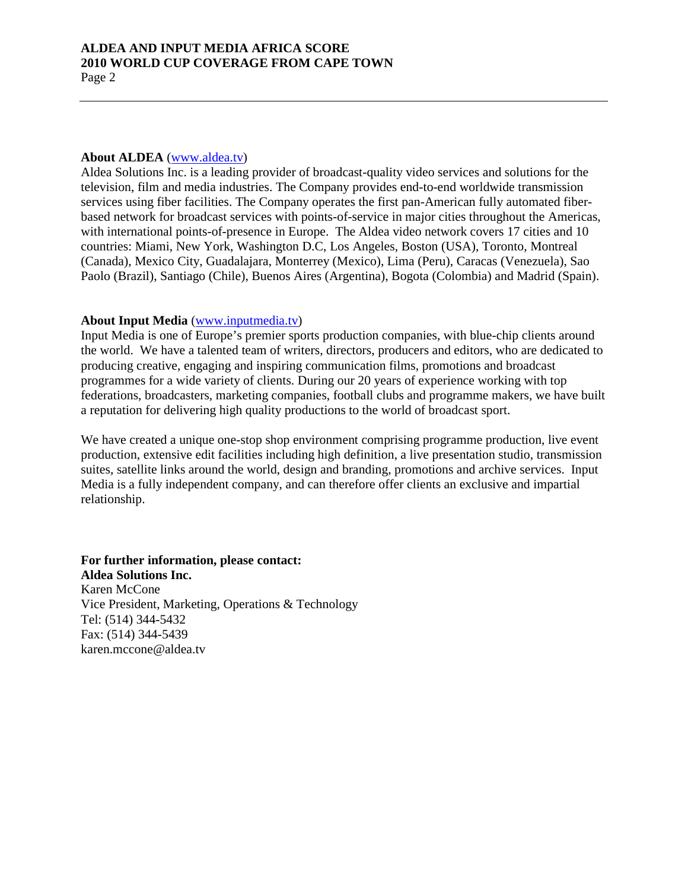**About ALDEA** ([www.aldea.tv](http://www.aldea.tv))

Aldea Solutions Inc. is a leading provider of broadcast-quality video services and solutions for the television, film and media industries. The Company provides end-to-end worldwide transmission services using fiber facilities. The Company operates the first pan-American fully automated fiber-based network for broadcast services with points-of-service in major cities throughout the Americas, with international points-of-presence in Europe. The Aldea video network covers 17 cities and 10 countries: Miami, New York, Washington D.C, Los Angeles, Boston (USA), Toronto, Montreal (Canada), Mexico City, Guadalajara, Monterrey (Mexico), Lima (Peru), Caracas (Venezuela), Sao Paolo (Brazil), Santiago (Chile), Buenos Aires (Argentina), Bogota (Colombia) and Madrid (Spain).

**About Input Media** ([www.inputmedia.tv](http://www.inputmedia.tv))

Input Media is one of Europe's premier sports production companies, with blue-chip clients around the world. We have a talented team of writers, directors, producers and editors, who are dedicated to producing creative, engaging and inspiring communication films, promotions and broadcast programmes for a wide variety of clients. During our 20 years of experience working with top federations, broadcasters, marketing companies, football clubs and programme makers, we have built a reputation for delivering high quality productions to the world of broadcast sport.

We have created a unique one-stop shop environment comprising programme production, live event production, extensive edit facilities including high definition, a live presentation studio, transmission suites, satellite links around the world, design and branding, promotions and archive services. Input Media is a fully independent company, and can therefore offer clients an exclusive and impartial relationship.

**For further information, please contact:**
**Aldea Solutions Inc.**
Karen McCone
Vice President, Marketing, Operations & Technology
Tel: (514) 344-5432
Fax: (514) 344-5439
karen.mccone@aldea.tv